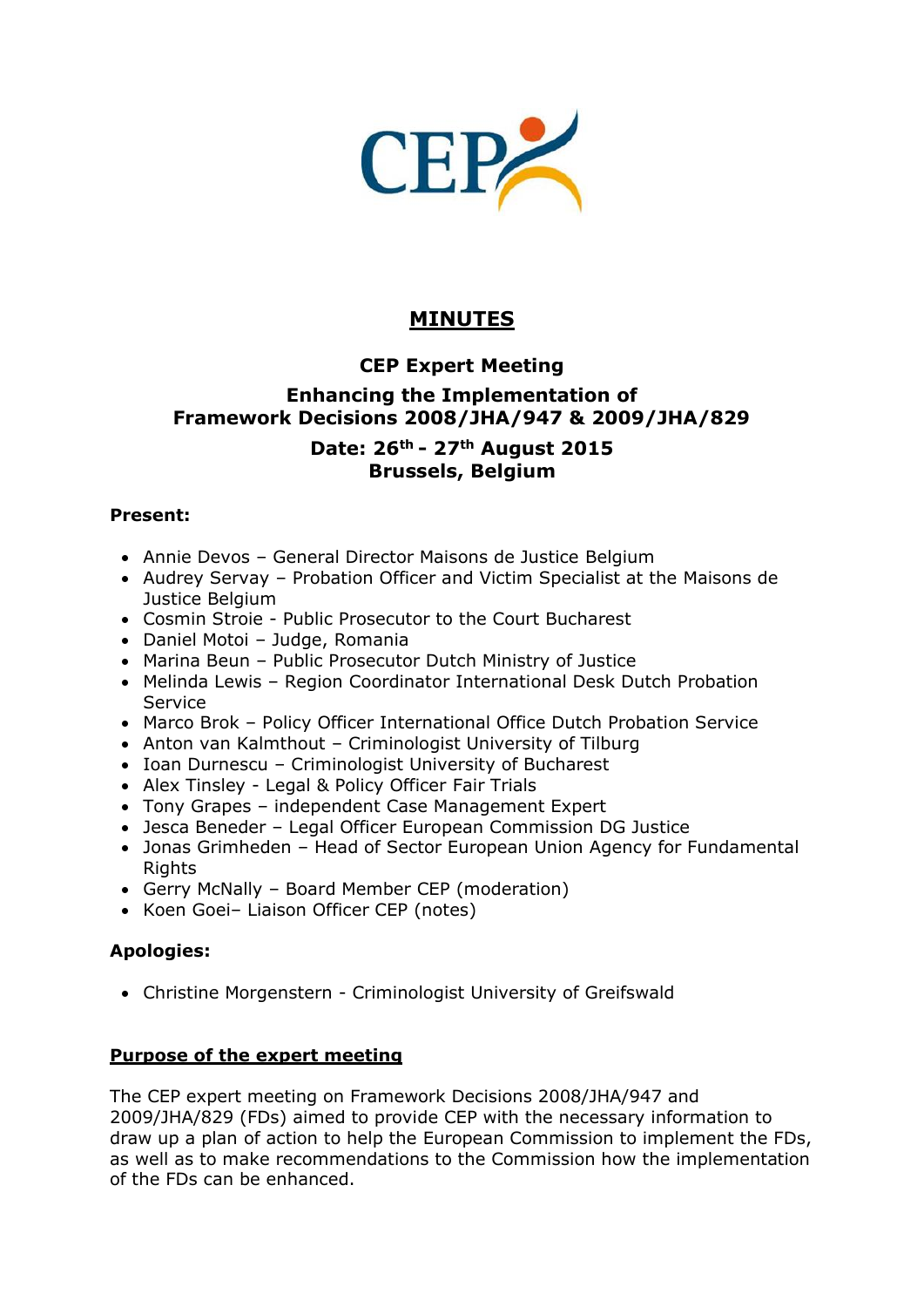# MINUTES

## CEP Expert Meeting

## Enhancing the Implementation of Framework Decisions 2008/JHA/947 & 2009/JHA/829

### Date: 26th - 27th August 2015
### Brussels, Belgium

**Present:**

- Annie Devos – General Director Maisons de Justice Belgium
- Audrey Servay – Probation Officer and Victim Specialist at the Maisons de Justice Belgium
- Cosmin Stroie - Public Prosecutor to the Court Bucharest
- Daniel Motoi – Judge, Romania
- Marina Beun – Public Prosecutor Dutch Ministry of Justice
- Melinda Lewis – Region Coordinator International Desk Dutch Probation Service
- Marco Brok – Policy Officer International Office Dutch Probation Service
- Anton van Kalmthout – Criminologist University of Tilburg
- Ioan Durnescu – Criminologist University of Bucharest
- Alex Tinsley - Legal & Policy Officer Fair Trials
- Tony Grapes – independent Case Management Expert
- Jesca Beneder – Legal Officer European Commission DG Justice
- Jonas Grimheden – Head of Sector European Union Agency for Fundamental Rights
- Gerry McNally – Board Member CEP (moderation)
- Koen Goei– Liaison Officer CEP (notes)

**Apologies:**

- Christine Morgenstern - Criminologist University of Greifswald

**Purpose of the expert meeting**

The CEP expert meeting on Framework Decisions 2008/JHA/947 and 2009/JHA/829 (FDs) aimed to provide CEP with the necessary information to draw up a plan of action to help the European Commission to implement the FDs, as well as to make recommendations to the Commission how the implementation of the FDs can be enhanced.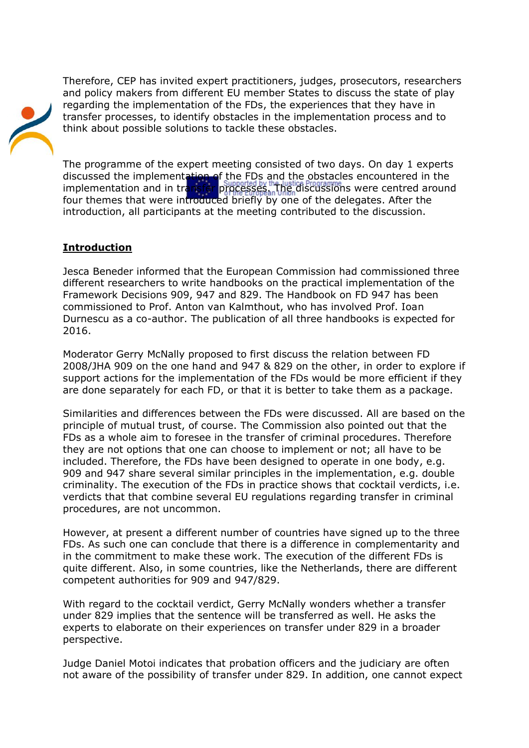Therefore, CEP has invited expert practitioners, judges, prosecutors, researchers and policy makers from different EU member States to discuss the state of play regarding the implementation of the FDs, the experiences that they have in transfer processes, to identify obstacles in the implementation process and to think about possible solutions to tackle these obstacles.

The programme of the expert meeting consisted of two days. On day 1 experts discussed the implementation of the FDs and the obstacles encountered in the implementation and in transfer processes. The discussions were centred around four themes that were introduced briefly by one of the delegates. After the introduction, all participants at the meeting contributed to the discussion.

**Introduction**

Jesca Beneder informed that the European Commission had commissioned three different researchers to write handbooks on the practical implementation of the Framework Decisions 909, 947 and 829. The Handbook on FD 947 has been commissioned to Prof. Anton van Kalmthout, who has involved Prof. Ioan Durnescu as a co-author. The publication of all three handbooks is expected for 2016.

Moderator Gerry McNally proposed to first discuss the relation between FD 2008/JHA 909 on the one hand and 947 & 829 on the other, in order to explore if support actions for the implementation of the FDs would be more efficient if they are done separately for each FD, or that it is better to take them as a package.

Similarities and differences between the FDs were discussed. All are based on the principle of mutual trust, of course. The Commission also pointed out that the FDs as a whole aim to foresee in the transfer of criminal procedures. Therefore they are not options that one can choose to implement or not; all have to be included. Therefore, the FDs have been designed to operate in one body, e.g. 909 and 947 share several similar principles in the implementation, e.g. double criminality. The execution of the FDs in practice shows that cocktail verdicts, i.e. verdicts that that combine several EU regulations regarding transfer in criminal procedures, are not uncommon.

However, at present a different number of countries have signed up to the three FDs. As such one can conclude that there is a difference in complementarity and in the commitment to make these work. The execution of the different FDs is quite different. Also, in some countries, like the Netherlands, there are different competent authorities for 909 and 947/829.

With regard to the cocktail verdict, Gerry McNally wonders whether a transfer under 829 implies that the sentence will be transferred as well. He asks the experts to elaborate on their experiences on transfer under 829 in a broader perspective.

Judge Daniel Motoi indicates that probation officers and the judiciary are often not aware of the possibility of transfer under 829. In addition, one cannot expect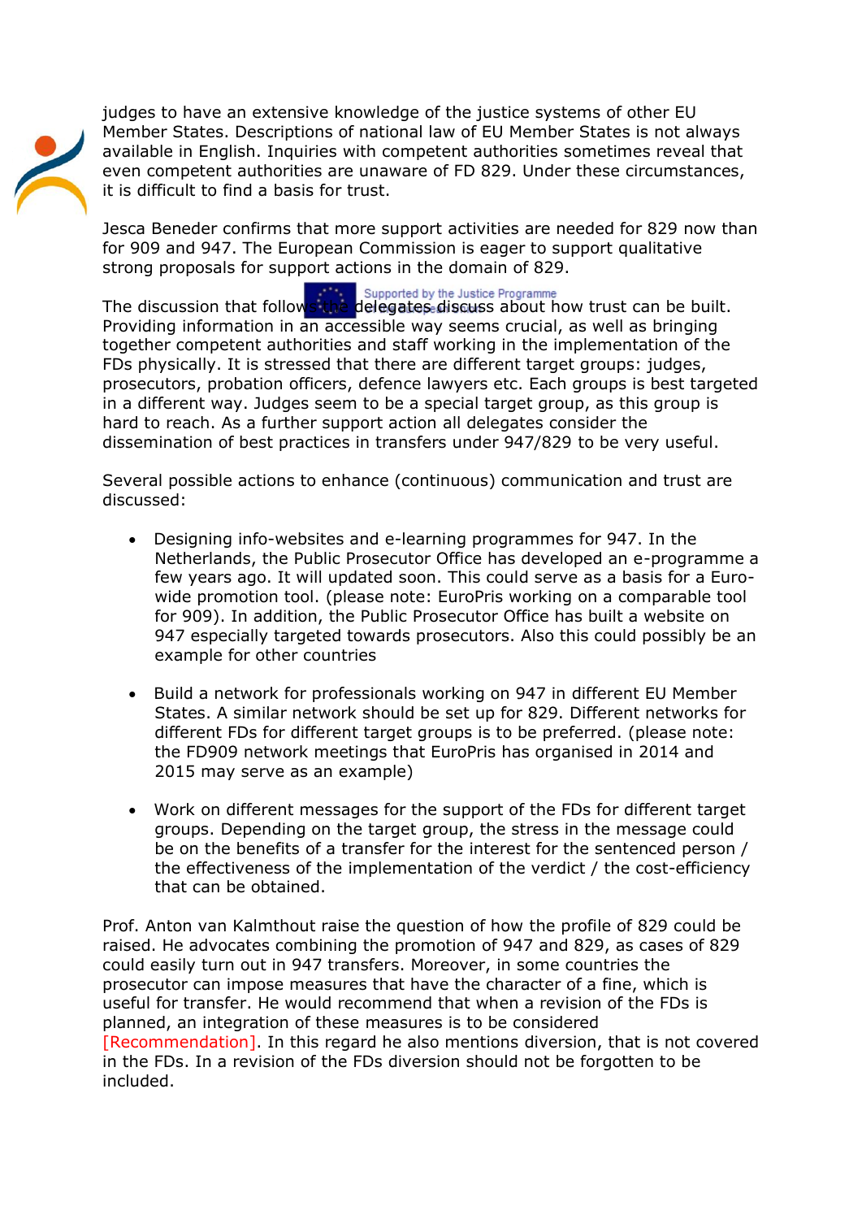judges to have an extensive knowledge of the justice systems of other EU Member States. Descriptions of national law of EU Member States is not always available in English. Inquiries with competent authorities sometimes reveal that even competent authorities are unaware of FD 829. Under these circumstances, it is difficult to find a basis for trust.

Jesca Beneder confirms that more support activities are needed for 829 now than for 909 and 947. The European Commission is eager to support qualitative strong proposals for support actions in the domain of 829.

The discussion that follows the delegates discuss about how trust can be built. Providing information in an accessible way seems crucial, as well as bringing together competent authorities and staff working in the implementation of the FDs physically. It is stressed that there are different target groups: judges, prosecutors, probation officers, defence lawyers etc. Each groups is best targeted in a different way. Judges seem to be a special target group, as this group is hard to reach. As a further support action all delegates consider the dissemination of best practices in transfers under 947/829 to be very useful.

Several possible actions to enhance (continuous) communication and trust are discussed:

- Designing info-websites and e-learning programmes for 947. In the Netherlands, the Public Prosecutor Office has developed an e-programme a few years ago. It will updated soon. This could serve as a basis for a Euro-wide promotion tool. (please note: EuroPris working on a comparable tool for 909). In addition, the Public Prosecutor Office has built a website on 947 especially targeted towards prosecutors. Also this could possibly be an example for other countries

- Build a network for professionals working on 947 in different EU Member States. A similar network should be set up for 829. Different networks for different FDs for different target groups is to be preferred. (please note: the FD909 network meetings that EuroPris has organised in 2014 and 2015 may serve as an example)

- Work on different messages for the support of the FDs for different target groups. Depending on the target group, the stress in the message could be on the benefits of a transfer for the interest for the sentenced person / the effectiveness of the implementation of the verdict / the cost-efficiency that can be obtained.

Prof. Anton van Kalmthout raise the question of how the profile of 829 could be raised. He advocates combining the promotion of 947 and 829, as cases of 829 could easily turn out in 947 transfers. Moreover, in some countries the prosecutor can impose measures that have the character of a fine, which is useful for transfer. He would recommend that when a revision of the FDs is planned, an integration of these measures is to be considered [Recommendation]. In this regard he also mentions diversion, that is not covered in the FDs. In a revision of the FDs diversion should not be forgotten to be included.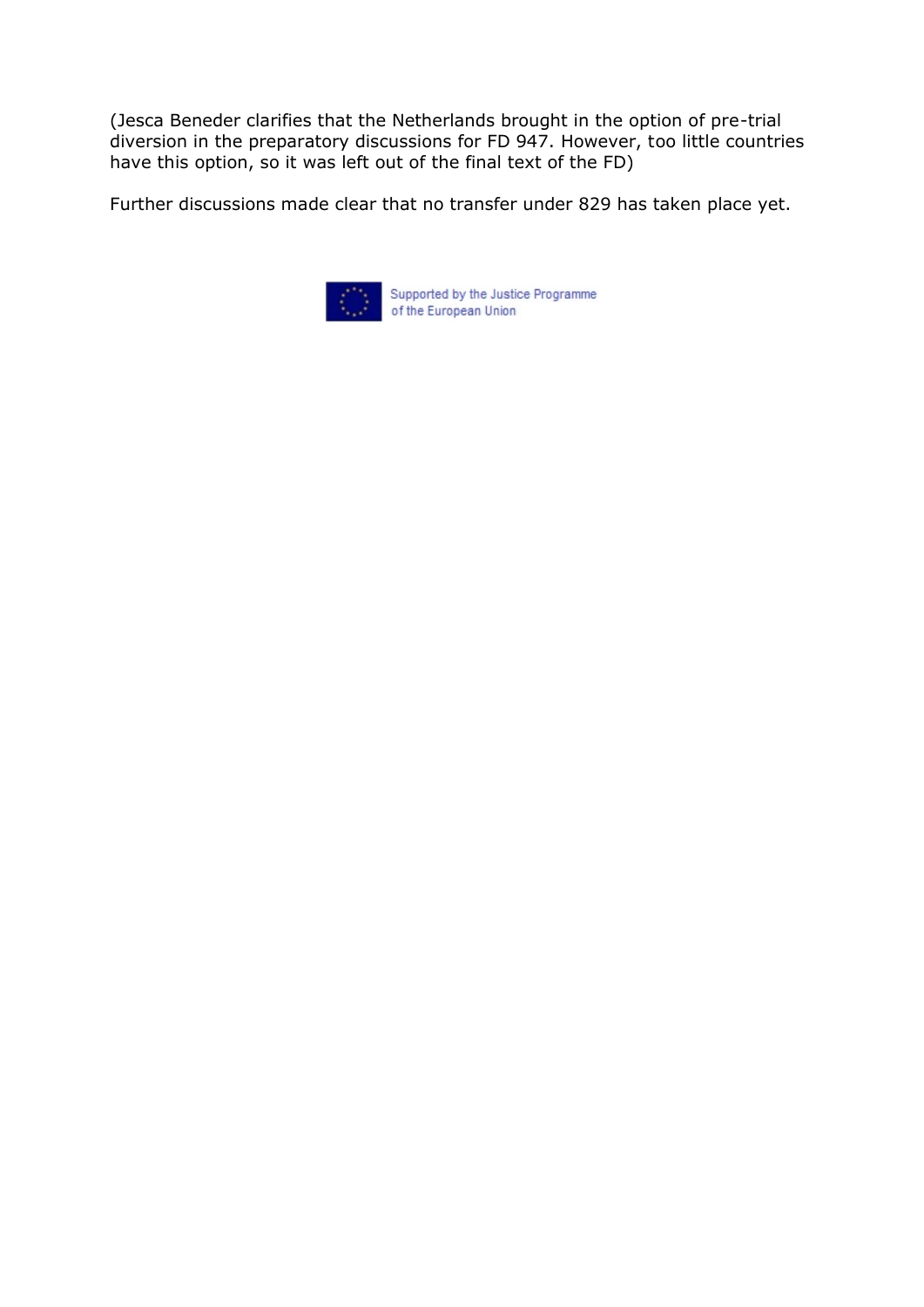(Jesca Beneder clarifies that the Netherlands brought in the option of pre-trial diversion in the preparatory discussions for FD 947. However, too little countries have this option, so it was left out of the final text of the FD)

Further discussions made clear that no transfer under 829 has taken place yet.

Supported by the Justice Programme of the European Union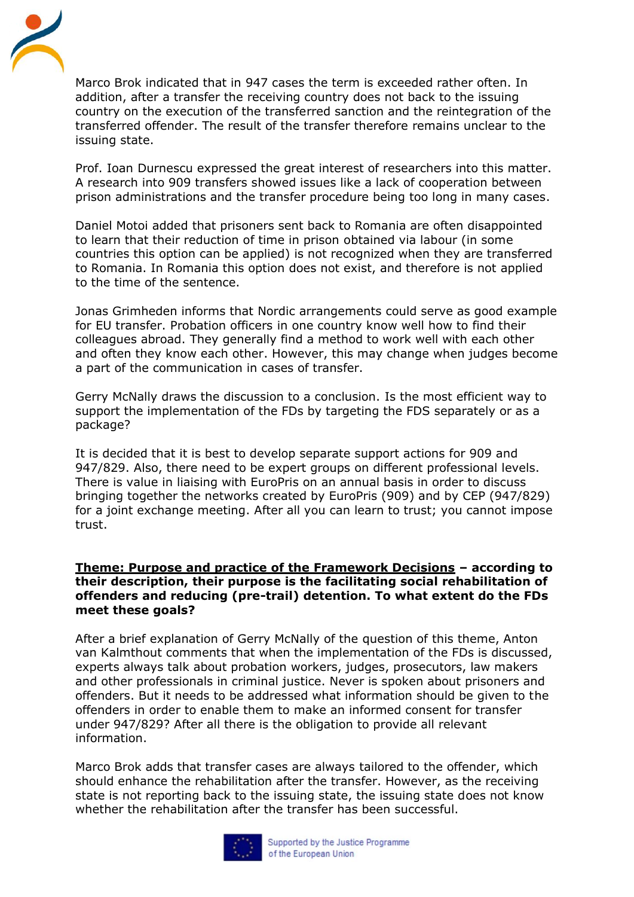Marco Brok indicated that in 947 cases the term is exceeded rather often. In addition, after a transfer the receiving country does not back to the issuing country on the execution of the transferred sanction and the reintegration of the transferred offender. The result of the transfer therefore remains unclear to the issuing state.

Prof. Ioan Durnescu expressed the great interest of researchers into this matter. A research into 909 transfers showed issues like a lack of cooperation between prison administrations and the transfer procedure being too long in many cases.

Daniel Motoi added that prisoners sent back to Romania are often disappointed to learn that their reduction of time in prison obtained via labour (in some countries this option can be applied) is not recognized when they are transferred to Romania. In Romania this option does not exist, and therefore is not applied to the time of the sentence.

Jonas Grimheden informs that Nordic arrangements could serve as good example for EU transfer. Probation officers in one country know well how to find their colleagues abroad. They generally find a method to work well with each other and often they know each other. However, this may change when judges become a part of the communication in cases of transfer.

Gerry McNally draws the discussion to a conclusion. Is the most efficient way to support the implementation of the FDs by targeting the FDS separately or as a package?

It is decided that it is best to develop separate support actions for 909 and 947/829. Also, there need to be expert groups on different professional levels. There is value in liaising with EuroPris on an annual basis in order to discuss bringing together the networks created by EuroPris (909) and by CEP (947/829) for a joint exchange meeting. After all you can learn to trust; you cannot impose trust.

**<u>Theme: Purpose and practice of the Framework Decisions</u> – according to their description, their purpose is the facilitating social rehabilitation of offenders and reducing (pre-trail) detention. To what extent do the FDs meet these goals?**

After a brief explanation of Gerry McNally of the question of this theme, Anton van Kalmthout comments that when the implementation of the FDs is discussed, experts always talk about probation workers, judges, prosecutors, law makers and other professionals in criminal justice. Never is spoken about prisoners and offenders. But it needs to be addressed what information should be given to the offenders in order to enable them to make an informed consent for transfer under 947/829? After all there is the obligation to provide all relevant information.

Marco Brok adds that transfer cases are always tailored to the offender, which should enhance the rehabilitation after the transfer. However, as the receiving state is not reporting back to the issuing state, the issuing state does not know whether the rehabilitation after the transfer has been successful.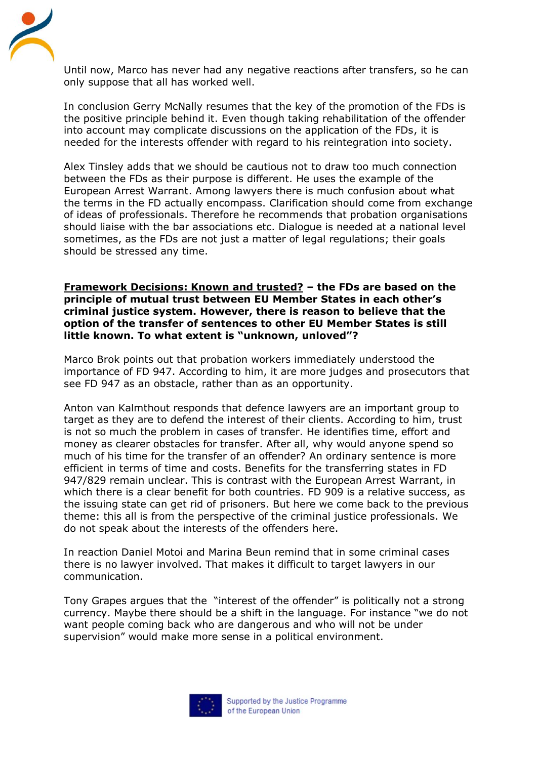Until now, Marco has never had any negative reactions after transfers, so he can only suppose that all has worked well.

In conclusion Gerry McNally resumes that the key of the promotion of the FDs is the positive principle behind it. Even though taking rehabilitation of the offender into account may complicate discussions on the application of the FDs, it is needed for the interests offender with regard to his reintegration into society.

Alex Tinsley adds that we should be cautious not to draw too much connection between the FDs as their purpose is different. He uses the example of the European Arrest Warrant. Among lawyers there is much confusion about what the terms in the FD actually encompass. Clarification should come from exchange of ideas of professionals. Therefore he recommends that probation organisations should liaise with the bar associations etc. Dialogue is needed at a national level sometimes, as the FDs are not just a matter of legal regulations; their goals should be stressed any time.

**<u>Framework Decisions: Known and trusted?</u> – the FDs are based on the principle of mutual trust between EU Member States in each other's criminal justice system. However, there is reason to believe that the option of the transfer of sentences to other EU Member States is still little known. To what extent is "unknown, unloved"?**

Marco Brok points out that probation workers immediately understood the importance of FD 947. According to him, it are more judges and prosecutors that see FD 947 as an obstacle, rather than as an opportunity.

Anton van Kalmthout responds that defence lawyers are an important group to target as they are to defend the interest of their clients. According to him, trust is not so much the problem in cases of transfer. He identifies time, effort and money as clearer obstacles for transfer. After all, why would anyone spend so much of his time for the transfer of an offender? An ordinary sentence is more efficient in terms of time and costs. Benefits for the transferring states in FD 947/829 remain unclear. This is contrast with the European Arrest Warrant, in which there is a clear benefit for both countries. FD 909 is a relative success, as the issuing state can get rid of prisoners. But here we come back to the previous theme: this all is from the perspective of the criminal justice professionals. We do not speak about the interests of the offenders here.

In reaction Daniel Motoi and Marina Beun remind that in some criminal cases there is no lawyer involved. That makes it difficult to target lawyers in our communication.

Tony Grapes argues that the "interest of the offender" is politically not a strong currency. Maybe there should be a shift in the language. For instance "we do not want people coming back who are dangerous and who will not be under supervision" would make more sense in a political environment.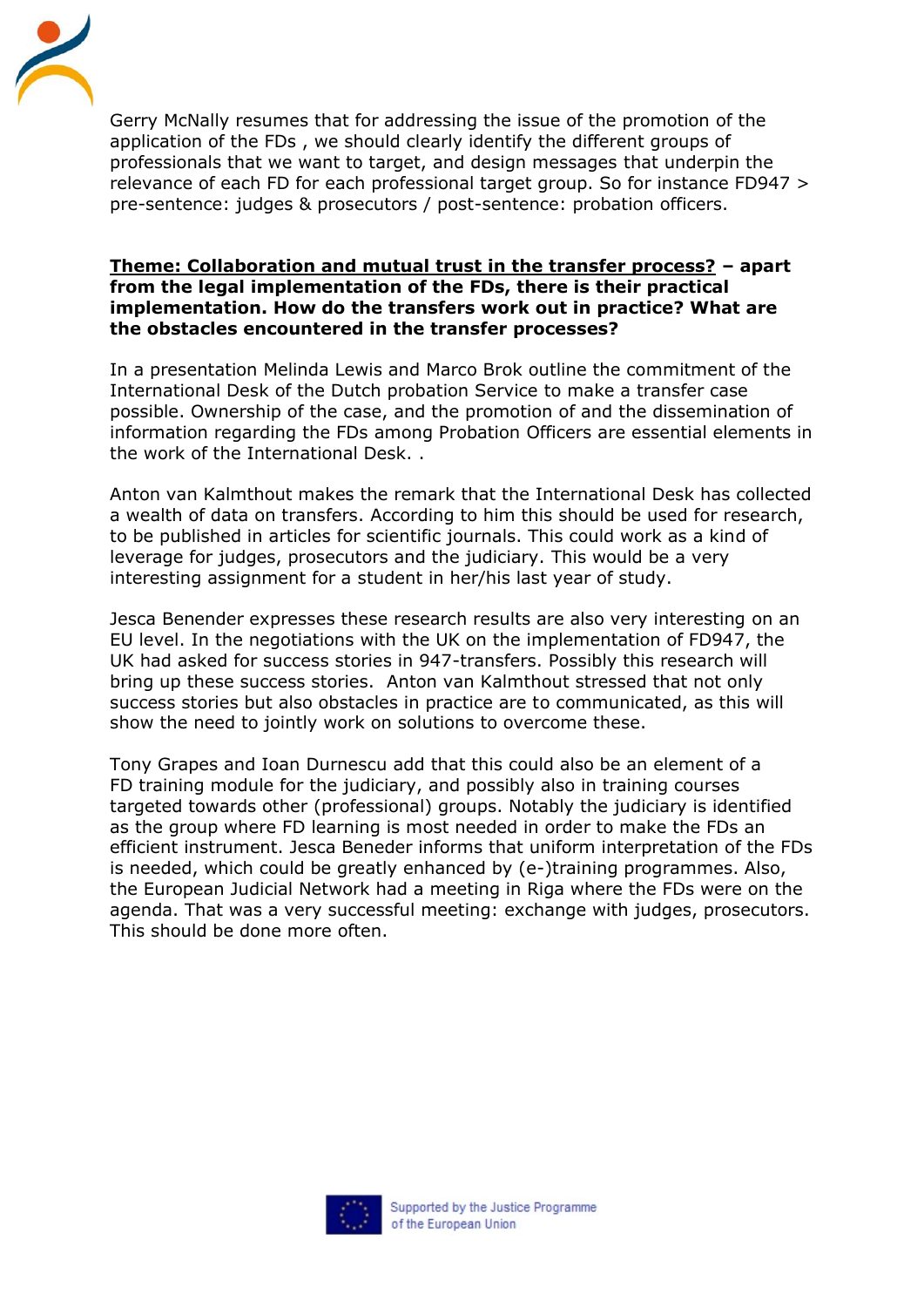Gerry McNally resumes that for addressing the issue of the promotion of the application of the FDs , we should clearly identify the different groups of professionals that we want to target, and design messages that underpin the relevance of each FD for each professional target group. So for instance FD947 > pre-sentence: judges & prosecutors / post-sentence: probation officers.

**<u>Theme: Collaboration and mutual trust in the transfer process?</u> – apart from the legal implementation of the FDs, there is their practical implementation. How do the transfers work out in practice? What are the obstacles encountered in the transfer processes?**

In a presentation Melinda Lewis and Marco Brok outline the commitment of the International Desk of the Dutch probation Service to make a transfer case possible. Ownership of the case, and the promotion of and the dissemination of information regarding the FDs among Probation Officers are essential elements in the work of the International Desk. .

Anton van Kalmthout makes the remark that the International Desk has collected a wealth of data on transfers. According to him this should be used for research, to be published in articles for scientific journals. This could work as a kind of leverage for judges, prosecutors and the judiciary. This would be a very interesting assignment for a student in her/his last year of study.

Jesca Benender expresses these research results are also very interesting on an EU level. In the negotiations with the UK on the implementation of FD947, the UK had asked for success stories in 947-transfers. Possibly this research will bring up these success stories. Anton van Kalmthout stressed that not only success stories but also obstacles in practice are to communicated, as this will show the need to jointly work on solutions to overcome these.

Tony Grapes and Ioan Durnescu add that this could also be an element of a FD training module for the judiciary, and possibly also in training courses targeted towards other (professional) groups. Notably the judiciary is identified as the group where FD learning is most needed in order to make the FDs an efficient instrument. Jesca Beneder informs that uniform interpretation of the FDs is needed, which could be greatly enhanced by (e-)training programmes. Also, the European Judicial Network had a meeting in Riga where the FDs were on the agenda. That was a very successful meeting: exchange with judges, prosecutors. This should be done more often.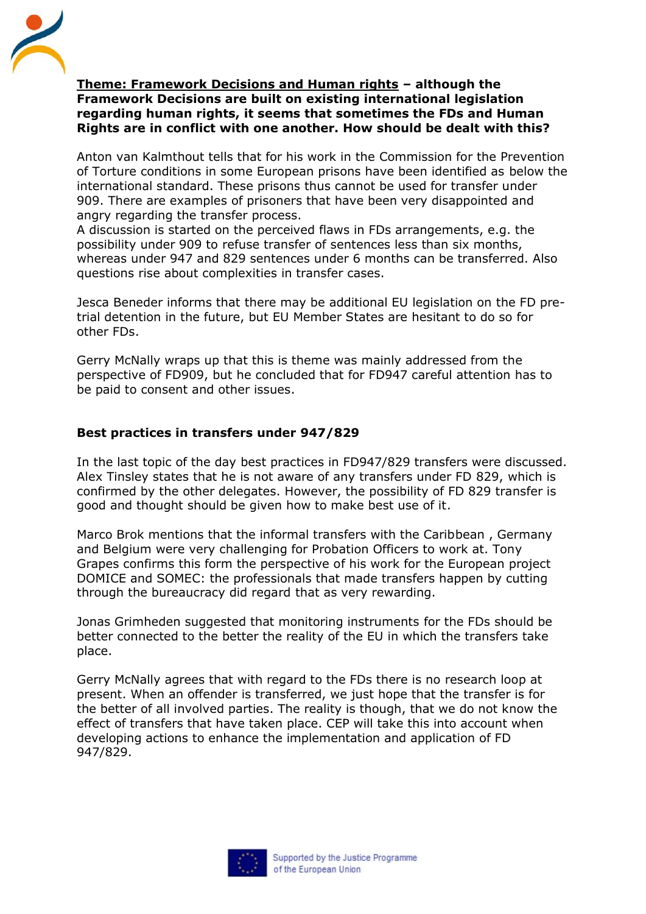**<u>Theme: Framework Decisions and Human rights</u> – although the Framework Decisions are built on existing international legislation regarding human rights, it seems that sometimes the FDs and Human Rights are in conflict with one another. How should be dealt with this?**

Anton van Kalmthout tells that for his work in the Commission for the Prevention of Torture conditions in some European prisons have been identified as below the international standard. These prisons thus cannot be used for transfer under 909. There are examples of prisoners that have been very disappointed and angry regarding the transfer process.
A discussion is started on the perceived flaws in FDs arrangements, e.g. the possibility under 909 to refuse transfer of sentences less than six months, whereas under 947 and 829 sentences under 6 months can be transferred. Also questions rise about complexities in transfer cases.

Jesca Beneder informs that there may be additional EU legislation on the FD pre-trial detention in the future, but EU Member States are hesitant to do so for other FDs.

Gerry McNally wraps up that this is theme was mainly addressed from the perspective of FD909, but he concluded that for FD947 careful attention has to be paid to consent and other issues.

**Best practices in transfers under 947/829**

In the last topic of the day best practices in FD947/829 transfers were discussed. Alex Tinsley states that he is not aware of any transfers under FD 829, which is confirmed by the other delegates. However, the possibility of FD 829 transfer is good and thought should be given how to make best use of it.

Marco Brok mentions that the informal transfers with the Caribbean , Germany and Belgium were very challenging for Probation Officers to work at. Tony Grapes confirms this form the perspective of his work for the European project DOMICE and SOMEC: the professionals that made transfers happen by cutting through the bureaucracy did regard that as very rewarding.

Jonas Grimheden suggested that monitoring instruments for the FDs should be better connected to the better the reality of the EU in which the transfers take place.

Gerry McNally agrees that with regard to the FDs there is no research loop at present. When an offender is transferred, we just hope that the transfer is for the better of all involved parties. The reality is though, that we do not know the effect of transfers that have taken place. CEP will take this into account when developing actions to enhance the implementation and application of FD 947/829.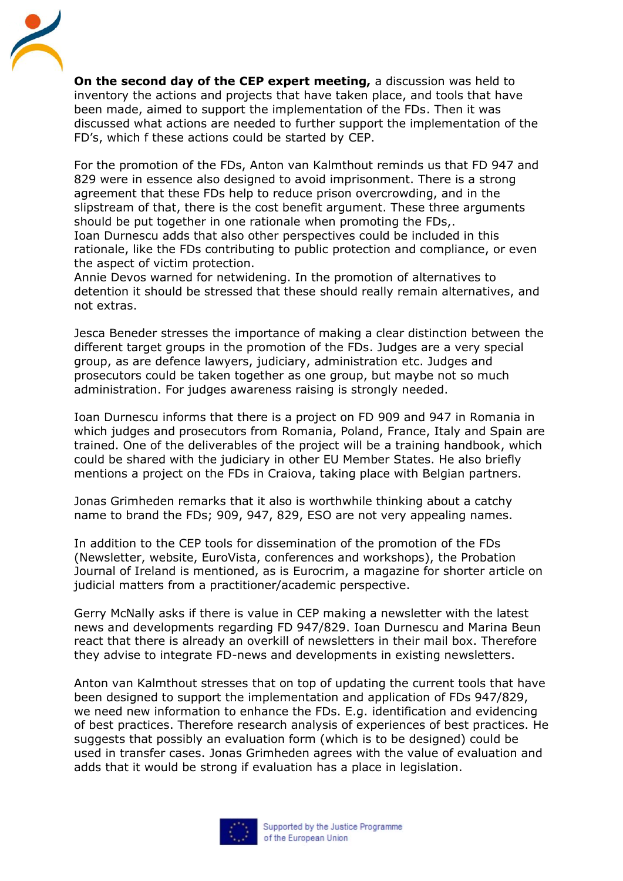**On the second day of the CEP expert meeting,** a discussion was held to inventory the actions and projects that have taken place, and tools that have been made, aimed to support the implementation of the FDs. Then it was discussed what actions are needed to further support the implementation of the FD's, which f these actions could be started by CEP.

For the promotion of the FDs, Anton van Kalmthout reminds us that FD 947 and 829 were in essence also designed to avoid imprisonment. There is a strong agreement that these FDs help to reduce prison overcrowding, and in the slipstream of that, there is the cost benefit argument. These three arguments should be put together in one rationale when promoting the FDs,.
Ioan Durnescu adds that also other perspectives could be included in this rationale, like the FDs contributing to public protection and compliance, or even the aspect of victim protection.
Annie Devos warned for netwidening. In the promotion of alternatives to detention it should be stressed that these should really remain alternatives, and not extras.

Jesca Beneder stresses the importance of making a clear distinction between the different target groups in the promotion of the FDs. Judges are a very special group, as are defence lawyers, judiciary, administration etc. Judges and prosecutors could be taken together as one group, but maybe not so much administration. For judges awareness raising is strongly needed.

Ioan Durnescu informs that there is a project on FD 909 and 947 in Romania in which judges and prosecutors from Romania, Poland, France, Italy and Spain are trained. One of the deliverables of the project will be a training handbook, which could be shared with the judiciary in other EU Member States. He also briefly mentions a project on the FDs in Craiova, taking place with Belgian partners.

Jonas Grimheden remarks that it also is worthwhile thinking about a catchy name to brand the FDs; 909, 947, 829, ESO are not very appealing names.

In addition to the CEP tools for dissemination of the promotion of the FDs (Newsletter, website, EuroVista, conferences and workshops), the Probation Journal of Ireland is mentioned, as is Eurocrim, a magazine for shorter article on judicial matters from a practitioner/academic perspective.

Gerry McNally asks if there is value in CEP making a newsletter with the latest news and developments regarding FD 947/829. Ioan Durnescu and Marina Beun react that there is already an overkill of newsletters in their mail box. Therefore they advise to integrate FD-news and developments in existing newsletters.

Anton van Kalmthout stresses that on top of updating the current tools that have been designed to support the implementation and application of FDs 947/829, we need new information to enhance the FDs. E.g. identification and evidencing of best practices. Therefore research analysis of experiences of best practices. He suggests that possibly an evaluation form (which is to be designed) could be used in transfer cases. Jonas Grimheden agrees with the value of evaluation and adds that it would be strong if evaluation has a place in legislation.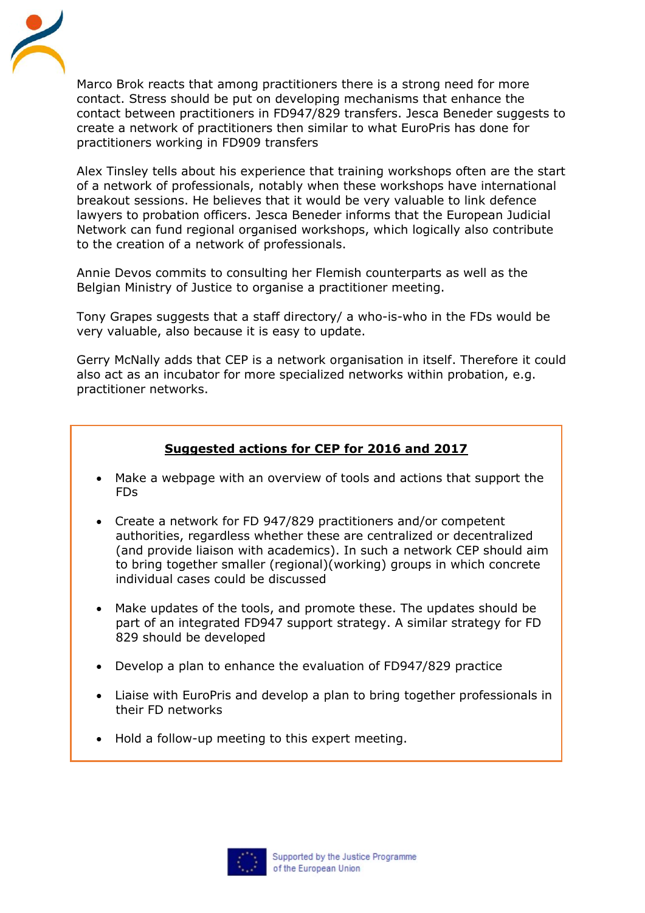Marco Brok reacts that among practitioners there is a strong need for more contact. Stress should be put on developing mechanisms that enhance the contact between practitioners in FD947/829 transfers. Jesca Beneder suggests to create a network of practitioners then similar to what EuroPris has done for practitioners working in FD909 transfers

Alex Tinsley tells about his experience that training workshops often are the start of a network of professionals, notably when these workshops have international breakout sessions. He believes that it would be very valuable to link defence lawyers to probation officers. Jesca Beneder informs that the European Judicial Network can fund regional organised workshops, which logically also contribute to the creation of a network of professionals.

Annie Devos commits to consulting her Flemish counterparts as well as the Belgian Ministry of Justice to organise a practitioner meeting.

Tony Grapes suggests that a staff directory/ a who-is-who in the FDs would be very valuable, also because it is easy to update.

Gerry McNally adds that CEP is a network organisation in itself. Therefore it could also act as an incubator for more specialized networks within probation, e.g. practitioner networks.

**Suggested actions for CEP for 2016 and 2017**

- Make a webpage with an overview of tools and actions that support the FDs
- Create a network for FD 947/829 practitioners and/or competent authorities, regardless whether these are centralized or decentralized (and provide liaison with academics). In such a network CEP should aim to bring together smaller (regional)(working) groups in which concrete individual cases could be discussed
- Make updates of the tools, and promote these. The updates should be part of an integrated FD947 support strategy. A similar strategy for FD 829 should be developed
- Develop a plan to enhance the evaluation of FD947/829 practice
- Liaise with EuroPris and develop a plan to bring together professionals in their FD networks
- Hold a follow-up meeting to this expert meeting.

Supported by the Justice Programme of the European Union